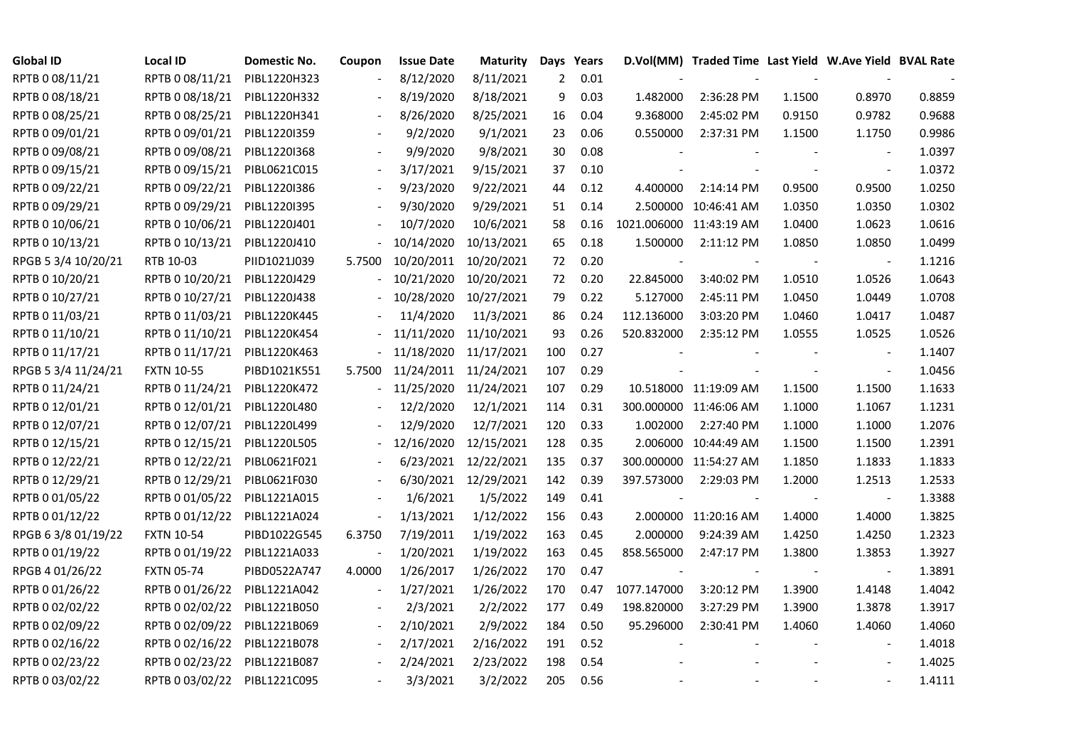| Global ID | Local ID | Domestic No. | Coupon | Issue Date | Maturity | Days | Years | D.Vol(MM) | Traded Time | Last Yield | W.Ave Yield | BVAL Rate |
|---|---|---|---|---|---|---|---|---|---|---|---|---|
| RPTB 0 08/11/21 | RPTB 0 08/11/21 | PIBL1220H323 | - | 8/12/2020 | 8/11/2021 | 2 | 0.01 | - | - | - | - | - |
| RPTB 0 08/18/21 | RPTB 0 08/18/21 | PIBL1220H332 | - | 8/19/2020 | 8/18/2021 | 9 | 0.03 | 1.482000 | 2:36:28 PM | 1.1500 | 0.8970 | 0.8859 |
| RPTB 0 08/25/21 | RPTB 0 08/25/21 | PIBL1220H341 | - | 8/26/2020 | 8/25/2021 | 16 | 0.04 | 9.368000 | 2:45:02 PM | 0.9150 | 0.9782 | 0.9688 |
| RPTB 0 09/01/21 | RPTB 0 09/01/21 | PIBL1220I359 | - | 9/2/2020 | 9/1/2021 | 23 | 0.06 | 0.550000 | 2:37:31 PM | 1.1500 | 1.1750 | 0.9986 |
| RPTB 0 09/08/21 | RPTB 0 09/08/21 | PIBL1220I368 | - | 9/9/2020 | 9/8/2021 | 30 | 0.08 | - | - | - | - | 1.0397 |
| RPTB 0 09/15/21 | RPTB 0 09/15/21 | PIBL0621C015 | - | 3/17/2021 | 9/15/2021 | 37 | 0.10 | - | - | - | - | 1.0372 |
| RPTB 0 09/22/21 | RPTB 0 09/22/21 | PIBL1220I386 | - | 9/23/2020 | 9/22/2021 | 44 | 0.12 | 4.400000 | 2:14:14 PM | 0.9500 | 0.9500 | 1.0250 |
| RPTB 0 09/29/21 | RPTB 0 09/29/21 | PIBL1220I395 | - | 9/30/2020 | 9/29/2021 | 51 | 0.14 | 2.500000 | 10:46:41 AM | 1.0350 | 1.0350 | 1.0302 |
| RPTB 0 10/06/21 | RPTB 0 10/06/21 | PIBL1220J401 | - | 10/7/2020 | 10/6/2021 | 58 | 0.16 | 1021.006000 | 11:43:19 AM | 1.0400 | 1.0623 | 1.0616 |
| RPTB 0 10/13/21 | RPTB 0 10/13/21 | PIBL1220J410 | - | 10/14/2020 | 10/13/2021 | 65 | 0.18 | 1.500000 | 2:11:12 PM | 1.0850 | 1.0850 | 1.0499 |
| RPGB 5 3/4 10/20/21 | RTB 10-03 | PIID1021J039 | 5.7500 | 10/20/2011 | 10/20/2021 | 72 | 0.20 | - | - | - | - | 1.1216 |
| RPTB 0 10/20/21 | RPTB 0 10/20/21 | PIBL1220J429 | - | 10/21/2020 | 10/20/2021 | 72 | 0.20 | 22.845000 | 3:40:02 PM | 1.0510 | 1.0526 | 1.0643 |
| RPTB 0 10/27/21 | RPTB 0 10/27/21 | PIBL1220J438 | - | 10/28/2020 | 10/27/2021 | 79 | 0.22 | 5.127000 | 2:45:11 PM | 1.0450 | 1.0449 | 1.0708 |
| RPTB 0 11/03/21 | RPTB 0 11/03/21 | PIBL1220K445 | - | 11/4/2020 | 11/3/2021 | 86 | 0.24 | 112.136000 | 3:03:20 PM | 1.0460 | 1.0417 | 1.0487 |
| RPTB 0 11/10/21 | RPTB 0 11/10/21 | PIBL1220K454 | - | 11/11/2020 | 11/10/2021 | 93 | 0.26 | 520.832000 | 2:35:12 PM | 1.0555 | 1.0525 | 1.0526 |
| RPTB 0 11/17/21 | RPTB 0 11/17/21 | PIBL1220K463 | - | 11/18/2020 | 11/17/2021 | 100 | 0.27 | - | - | - | - | 1.1407 |
| RPGB 5 3/4 11/24/21 | FXTN 10-55 | PIBD1021K551 | 5.7500 | 11/24/2011 | 11/24/2021 | 107 | 0.29 | - | - | - | - | 1.0456 |
| RPTB 0 11/24/21 | RPTB 0 11/24/21 | PIBL1220K472 | - | 11/25/2020 | 11/24/2021 | 107 | 0.29 | 10.518000 | 11:19:09 AM | 1.1500 | 1.1500 | 1.1633 |
| RPTB 0 12/01/21 | RPTB 0 12/01/21 | PIBL1220L480 | - | 12/2/2020 | 12/1/2021 | 114 | 0.31 | 300.000000 | 11:46:06 AM | 1.1000 | 1.1067 | 1.1231 |
| RPTB 0 12/07/21 | RPTB 0 12/07/21 | PIBL1220L499 | - | 12/9/2020 | 12/7/2021 | 120 | 0.33 | 1.002000 | 2:27:40 PM | 1.1000 | 1.1000 | 1.2076 |
| RPTB 0 12/15/21 | RPTB 0 12/15/21 | PIBL1220L505 | - | 12/16/2020 | 12/15/2021 | 128 | 0.35 | 2.006000 | 10:44:49 AM | 1.1500 | 1.1500 | 1.2391 |
| RPTB 0 12/22/21 | RPTB 0 12/22/21 | PIBL0621F021 | - | 6/23/2021 | 12/22/2021 | 135 | 0.37 | 300.000000 | 11:54:27 AM | 1.1850 | 1.1833 | 1.1833 |
| RPTB 0 12/29/21 | RPTB 0 12/29/21 | PIBL0621F030 | - | 6/30/2021 | 12/29/2021 | 142 | 0.39 | 397.573000 | 2:29:03 PM | 1.2000 | 1.2513 | 1.2533 |
| RPTB 0 01/05/22 | RPTB 0 01/05/22 | PIBL1221A015 | - | 1/6/2021 | 1/5/2022 | 149 | 0.41 | - | - | - | - | 1.3388 |
| RPTB 0 01/12/22 | RPTB 0 01/12/22 | PIBL1221A024 | - | 1/13/2021 | 1/12/2022 | 156 | 0.43 | 2.000000 | 11:20:16 AM | 1.4000 | 1.4000 | 1.3825 |
| RPGB 6 3/8 01/19/22 | FXTN 10-54 | PIBD1022G545 | 6.3750 | 7/19/2011 | 1/19/2022 | 163 | 0.45 | 2.000000 | 9:24:39 AM | 1.4250 | 1.4250 | 1.2323 |
| RPTB 0 01/19/22 | RPTB 0 01/19/22 | PIBL1221A033 | - | 1/20/2021 | 1/19/2022 | 163 | 0.45 | 858.565000 | 2:47:17 PM | 1.3800 | 1.3853 | 1.3927 |
| RPGB 4 01/26/22 | FXTN 05-74 | PIBD0522A747 | 4.0000 | 1/26/2017 | 1/26/2022 | 170 | 0.47 | - | - | - | - | 1.3891 |
| RPTB 0 01/26/22 | RPTB 0 01/26/22 | PIBL1221A042 | - | 1/27/2021 | 1/26/2022 | 170 | 0.47 | 1077.147000 | 3:20:12 PM | 1.3900 | 1.4148 | 1.4042 |
| RPTB 0 02/02/22 | RPTB 0 02/02/22 | PIBL1221B050 | - | 2/3/2021 | 2/2/2022 | 177 | 0.49 | 198.820000 | 3:27:29 PM | 1.3900 | 1.3878 | 1.3917 |
| RPTB 0 02/09/22 | RPTB 0 02/09/22 | PIBL1221B069 | - | 2/10/2021 | 2/9/2022 | 184 | 0.50 | 95.296000 | 2:30:41 PM | 1.4060 | 1.4060 | 1.4060 |
| RPTB 0 02/16/22 | RPTB 0 02/16/22 | PIBL1221B078 | - | 2/17/2021 | 2/16/2022 | 191 | 0.52 | - | - | - | - | 1.4018 |
| RPTB 0 02/23/22 | RPTB 0 02/23/22 | PIBL1221B087 | - | 2/24/2021 | 2/23/2022 | 198 | 0.54 | - | - | - | - | 1.4025 |
| RPTB 0 03/02/22 | RPTB 0 03/02/22 | PIBL1221C095 | - | 3/3/2021 | 3/2/2022 | 205 | 0.56 | - | - | - | - | 1.4111 |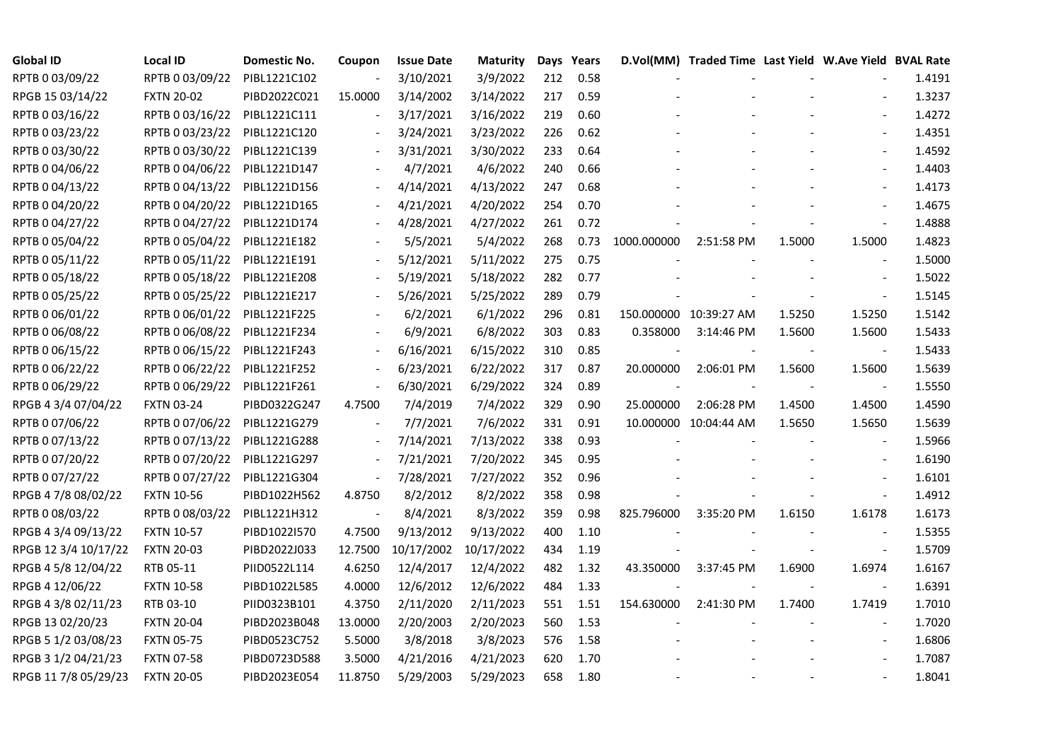| Global ID | Local ID | Domestic No. | Coupon | Issue Date | Maturity | Days | Years | D.Vol(MM) | Traded Time | Last Yield | W.Ave Yield | BVAL Rate |
|---|---|---|---|---|---|---|---|---|---|---|---|---|
| RPTB 0 03/09/22 | RPTB 0 03/09/22 | PIBL1221C102 | - | 3/10/2021 | 3/9/2022 | 212 | 0.58 | - | - | - | - | 1.4191 |
| RPGB 15 03/14/22 | FXTN 20-02 | PIBD2022C021 | 15.0000 | 3/14/2002 | 3/14/2022 | 217 | 0.59 | - | - | - | - | 1.3237 |
| RPTB 0 03/16/22 | RPTB 0 03/16/22 | PIBL1221C111 | - | 3/17/2021 | 3/16/2022 | 219 | 0.60 | - | - | - | - | 1.4272 |
| RPTB 0 03/23/22 | RPTB 0 03/23/22 | PIBL1221C120 | - | 3/24/2021 | 3/23/2022 | 226 | 0.62 | - | - | - | - | 1.4351 |
| RPTB 0 03/30/22 | RPTB 0 03/30/22 | PIBL1221C139 | - | 3/31/2021 | 3/30/2022 | 233 | 0.64 | - | - | - | - | 1.4592 |
| RPTB 0 04/06/22 | RPTB 0 04/06/22 | PIBL1221D147 | - | 4/7/2021 | 4/6/2022 | 240 | 0.66 | - | - | - | - | 1.4403 |
| RPTB 0 04/13/22 | RPTB 0 04/13/22 | PIBL1221D156 | - | 4/14/2021 | 4/13/2022 | 247 | 0.68 | - | - | - | - | 1.4173 |
| RPTB 0 04/20/22 | RPTB 0 04/20/22 | PIBL1221D165 | - | 4/21/2021 | 4/20/2022 | 254 | 0.70 | - | - | - | - | 1.4675 |
| RPTB 0 04/27/22 | RPTB 0 04/27/22 | PIBL1221D174 | - | 4/28/2021 | 4/27/2022 | 261 | 0.72 | - | - | - | - | 1.4888 |
| RPTB 0 05/04/22 | RPTB 0 05/04/22 | PIBL1221E182 | - | 5/5/2021 | 5/4/2022 | 268 | 0.73 | 1000.000000 | 2:51:58 PM | 1.5000 | 1.5000 | 1.4823 |
| RPTB 0 05/11/22 | RPTB 0 05/11/22 | PIBL1221E191 | - | 5/12/2021 | 5/11/2022 | 275 | 0.75 | - | - | - | - | 1.5000 |
| RPTB 0 05/18/22 | RPTB 0 05/18/22 | PIBL1221E208 | - | 5/19/2021 | 5/18/2022 | 282 | 0.77 | - | - | - | - | 1.5022 |
| RPTB 0 05/25/22 | RPTB 0 05/25/22 | PIBL1221E217 | - | 5/26/2021 | 5/25/2022 | 289 | 0.79 | - | - | - | - | 1.5145 |
| RPTB 0 06/01/22 | RPTB 0 06/01/22 | PIBL1221F225 | - | 6/2/2021 | 6/1/2022 | 296 | 0.81 | 150.000000 | 10:39:27 AM | 1.5250 | 1.5250 | 1.5142 |
| RPTB 0 06/08/22 | RPTB 0 06/08/22 | PIBL1221F234 | - | 6/9/2021 | 6/8/2022 | 303 | 0.83 | 0.358000 | 3:14:46 PM | 1.5600 | 1.5600 | 1.5433 |
| RPTB 0 06/15/22 | RPTB 0 06/15/22 | PIBL1221F243 | - | 6/16/2021 | 6/15/2022 | 310 | 0.85 | - | - | - | - | 1.5433 |
| RPTB 0 06/22/22 | RPTB 0 06/22/22 | PIBL1221F252 | - | 6/23/2021 | 6/22/2022 | 317 | 0.87 | 20.000000 | 2:06:01 PM | 1.5600 | 1.5600 | 1.5639 |
| RPTB 0 06/29/22 | RPTB 0 06/29/22 | PIBL1221F261 | - | 6/30/2021 | 6/29/2022 | 324 | 0.89 | - | - | - | - | 1.5550 |
| RPGB 4 3/4 07/04/22 | FXTN 03-24 | PIBD0322G247 | 4.7500 | 7/4/2019 | 7/4/2022 | 329 | 0.90 | 25.000000 | 2:06:28 PM | 1.4500 | 1.4500 | 1.4590 |
| RPTB 0 07/06/22 | RPTB 0 07/06/22 | PIBL1221G279 | - | 7/7/2021 | 7/6/2022 | 331 | 0.91 | 10.000000 | 10:04:44 AM | 1.5650 | 1.5650 | 1.5639 |
| RPTB 0 07/13/22 | RPTB 0 07/13/22 | PIBL1221G288 | - | 7/14/2021 | 7/13/2022 | 338 | 0.93 | - | - | - | - | 1.5966 |
| RPTB 0 07/20/22 | RPTB 0 07/20/22 | PIBL1221G297 | - | 7/21/2021 | 7/20/2022 | 345 | 0.95 | - | - | - | - | 1.6190 |
| RPTB 0 07/27/22 | RPTB 0 07/27/22 | PIBL1221G304 | - | 7/28/2021 | 7/27/2022 | 352 | 0.96 | - | - | - | - | 1.6101 |
| RPGB 4 7/8 08/02/22 | FXTN 10-56 | PIBD1022H562 | 4.8750 | 8/2/2012 | 8/2/2022 | 358 | 0.98 | - | - | - | - | 1.4912 |
| RPTB 0 08/03/22 | RPTB 0 08/03/22 | PIBL1221H312 | - | 8/4/2021 | 8/3/2022 | 359 | 0.98 | 825.796000 | 3:35:20 PM | 1.6150 | 1.6178 | 1.6173 |
| RPGB 4 3/4 09/13/22 | FXTN 10-57 | PIBD1022I570 | 4.7500 | 9/13/2012 | 9/13/2022 | 400 | 1.10 | - | - | - | - | 1.5355 |
| RPGB 12 3/4 10/17/22 | FXTN 20-03 | PIBD2022J033 | 12.7500 | 10/17/2002 | 10/17/2022 | 434 | 1.19 | - | - | - | - | 1.5709 |
| RPGB 4 5/8 12/04/22 | RTB 05-11 | PIID0522L114 | 4.6250 | 12/4/2017 | 12/4/2022 | 482 | 1.32 | 43.350000 | 3:37:45 PM | 1.6900 | 1.6974 | 1.6167 |
| RPGB 4 12/06/22 | FXTN 10-58 | PIBD1022L585 | 4.0000 | 12/6/2012 | 12/6/2022 | 484 | 1.33 | - | - | - | - | 1.6391 |
| RPGB 4 3/8 02/11/23 | RTB 03-10 | PIID0323B101 | 4.3750 | 2/11/2020 | 2/11/2023 | 551 | 1.51 | 154.630000 | 2:41:30 PM | 1.7400 | 1.7419 | 1.7010 |
| RPGB 13 02/20/23 | FXTN 20-04 | PIBD2023B048 | 13.0000 | 2/20/2003 | 2/20/2023 | 560 | 1.53 | - | - | - | - | 1.7020 |
| RPGB 5 1/2 03/08/23 | FXTN 05-75 | PIBD0523C752 | 5.5000 | 3/8/2018 | 3/8/2023 | 576 | 1.58 | - | - | - | - | 1.6806 |
| RPGB 3 1/2 04/21/23 | FXTN 07-58 | PIBD0723D588 | 3.5000 | 4/21/2016 | 4/21/2023 | 620 | 1.70 | - | - | - | - | 1.7087 |
| RPGB 11 7/8 05/29/23 | FXTN 20-05 | PIBD2023E054 | 11.8750 | 5/29/2003 | 5/29/2023 | 658 | 1.80 | - | - | - | - | 1.8041 |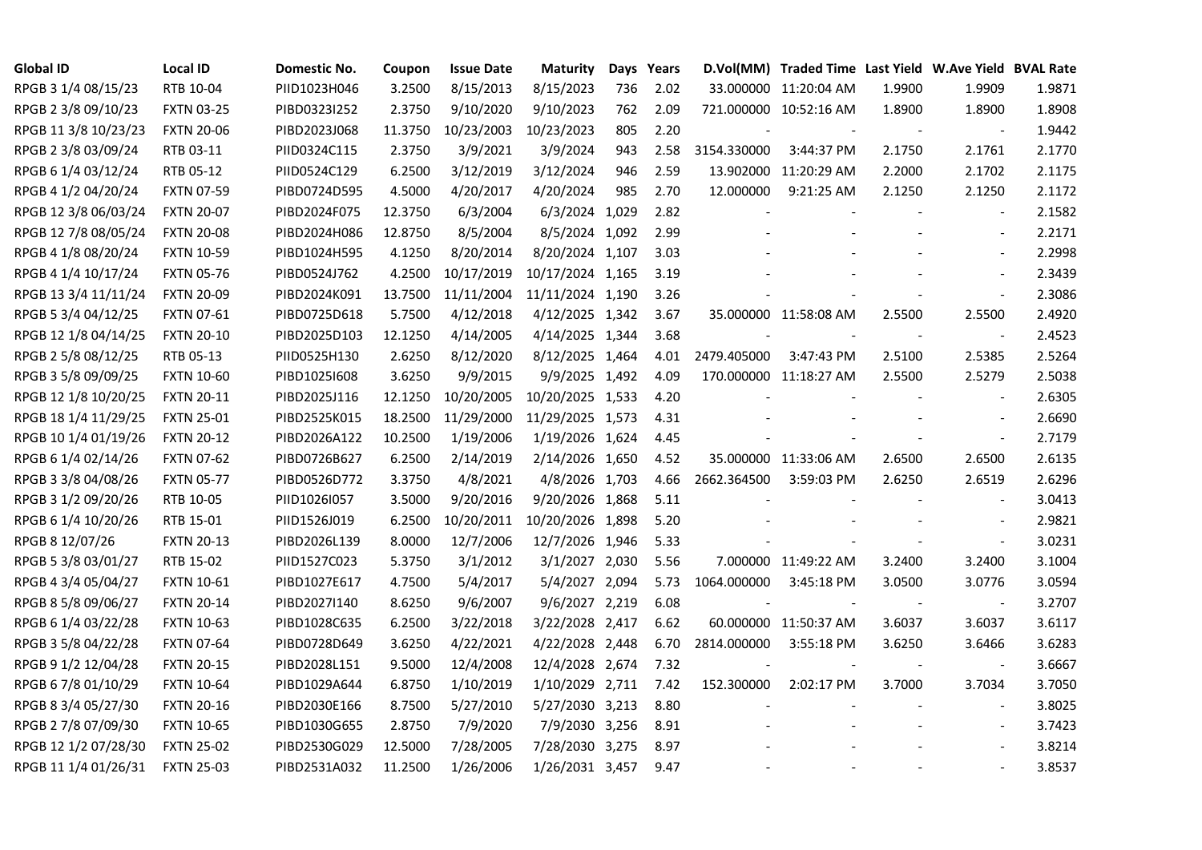| Global ID | Local ID | Domestic No. | Coupon | Issue Date | Maturity | Days | Years | D.Vol(MM) | Traded Time | Last Yield | W.Ave Yield | BVAL Rate |
|---|---|---|---|---|---|---|---|---|---|---|---|---|
| RPGB 3 1/4 08/15/23 | RTB 10-04 | PIID1023H046 | 3.2500 | 8/15/2013 | 8/15/2023 | 736 | 2.02 | 33.000000 | 11:20:04 AM | 1.9900 | 1.9909 | 1.9871 |
| RPGB 2 3/8 09/10/23 | FXTN 03-25 | PIBD0323I252 | 2.3750 | 9/10/2020 | 9/10/2023 | 762 | 2.09 | 721.000000 | 10:52:16 AM | 1.8900 | 1.8900 | 1.8908 |
| RPGB 11 3/8 10/23/23 | FXTN 20-06 | PIBD2023J068 | 11.3750 | 10/23/2003 | 10/23/2023 | 805 | 2.20 | - | - | - | - | 1.9442 |
| RPGB 2 3/8 03/09/24 | RTB 03-11 | PIID0324C115 | 2.3750 | 3/9/2021 | 3/9/2024 | 943 | 2.58 | 3154.330000 | 3:44:37 PM | 2.1750 | 2.1761 | 2.1770 |
| RPGB 6 1/4 03/12/24 | RTB 05-12 | PIID0524C129 | 6.2500 | 3/12/2019 | 3/12/2024 | 946 | 2.59 | 13.902000 | 11:20:29 AM | 2.2000 | 2.1702 | 2.1175 |
| RPGB 4 1/2 04/20/24 | FXTN 07-59 | PIBD0724D595 | 4.5000 | 4/20/2017 | 4/20/2024 | 985 | 2.70 | 12.000000 | 9:21:25 AM | 2.1250 | 2.1250 | 2.1172 |
| RPGB 12 3/8 06/03/24 | FXTN 20-07 | PIBD2024F075 | 12.3750 | 6/3/2004 | 6/3/2024 | 1,029 | 2.82 | - | - | - | - | 2.1582 |
| RPGB 12 7/8 08/05/24 | FXTN 20-08 | PIBD2024H086 | 12.8750 | 8/5/2004 | 8/5/2024 | 1,092 | 2.99 | - | - | - | - | 2.2171 |
| RPGB 4 1/8 08/20/24 | FXTN 10-59 | PIBD1024H595 | 4.1250 | 8/20/2014 | 8/20/2024 | 1,107 | 3.03 | - | - | - | - | 2.2998 |
| RPGB 4 1/4 10/17/24 | FXTN 05-76 | PIBD0524J762 | 4.2500 | 10/17/2019 | 10/17/2024 | 1,165 | 3.19 | - | - | - | - | 2.3439 |
| RPGB 13 3/4 11/11/24 | FXTN 20-09 | PIBD2024K091 | 13.7500 | 11/11/2004 | 11/11/2024 | 1,190 | 3.26 | - | - | - | - | 2.3086 |
| RPGB 5 3/4 04/12/25 | FXTN 07-61 | PIBD0725D618 | 5.7500 | 4/12/2018 | 4/12/2025 | 1,342 | 3.67 | 35.000000 | 11:58:08 AM | 2.5500 | 2.5500 | 2.4920 |
| RPGB 12 1/8 04/14/25 | FXTN 20-10 | PIBD2025D103 | 12.1250 | 4/14/2005 | 4/14/2025 | 1,344 | 3.68 | - | - | - | - | 2.4523 |
| RPGB 2 5/8 08/12/25 | RTB 05-13 | PIID0525H130 | 2.6250 | 8/12/2020 | 8/12/2025 | 1,464 | 4.01 | 2479.405000 | 3:47:43 PM | 2.5100 | 2.5385 | 2.5264 |
| RPGB 3 5/8 09/09/25 | FXTN 10-60 | PIBD1025I608 | 3.6250 | 9/9/2015 | 9/9/2025 | 1,492 | 4.09 | 170.000000 | 11:18:27 AM | 2.5500 | 2.5279 | 2.5038 |
| RPGB 12 1/8 10/20/25 | FXTN 20-11 | PIBD2025J116 | 12.1250 | 10/20/2005 | 10/20/2025 | 1,533 | 4.20 | - | - | - | - | 2.6305 |
| RPGB 18 1/4 11/29/25 | FXTN 25-01 | PIBD2525K015 | 18.2500 | 11/29/2000 | 11/29/2025 | 1,573 | 4.31 | - | - | - | - | 2.6690 |
| RPGB 10 1/4 01/19/26 | FXTN 20-12 | PIBD2026A122 | 10.2500 | 1/19/2006 | 1/19/2026 | 1,624 | 4.45 | - | - | - | - | 2.7179 |
| RPGB 6 1/4 02/14/26 | FXTN 07-62 | PIBD0726B627 | 6.2500 | 2/14/2019 | 2/14/2026 | 1,650 | 4.52 | 35.000000 | 11:33:06 AM | 2.6500 | 2.6500 | 2.6135 |
| RPGB 3 3/8 04/08/26 | FXTN 05-77 | PIBD0526D772 | 3.3750 | 4/8/2021 | 4/8/2026 | 1,703 | 4.66 | 2662.364500 | 3:59:03 PM | 2.6250 | 2.6519 | 2.6296 |
| RPGB 3 1/2 09/20/26 | RTB 10-05 | PIID1026I057 | 3.5000 | 9/20/2016 | 9/20/2026 | 1,868 | 5.11 | - | - | - | - | 3.0413 |
| RPGB 6 1/4 10/20/26 | RTB 15-01 | PIID1526J019 | 6.2500 | 10/20/2011 | 10/20/2026 | 1,898 | 5.20 | - | - | - | - | 2.9821 |
| RPGB 8 12/07/26 | FXTN 20-13 | PIBD2026L139 | 8.0000 | 12/7/2006 | 12/7/2026 | 1,946 | 5.33 | - | - | - | - | 3.0231 |
| RPGB 5 3/8 03/01/27 | RTB 15-02 | PIID1527C023 | 5.3750 | 3/1/2012 | 3/1/2027 | 2,030 | 5.56 | 7.000000 | 11:49:22 AM | 3.2400 | 3.2400 | 3.1004 |
| RPGB 4 3/4 05/04/27 | FXTN 10-61 | PIBD1027E617 | 4.7500 | 5/4/2017 | 5/4/2027 | 2,094 | 5.73 | 1064.000000 | 3:45:18 PM | 3.0500 | 3.0776 | 3.0594 |
| RPGB 8 5/8 09/06/27 | FXTN 20-14 | PIBD2027I140 | 8.6250 | 9/6/2007 | 9/6/2027 | 2,219 | 6.08 | - | - | - | - | 3.2707 |
| RPGB 6 1/4 03/22/28 | FXTN 10-63 | PIBD1028C635 | 6.2500 | 3/22/2018 | 3/22/2028 | 2,417 | 6.62 | 60.000000 | 11:50:37 AM | 3.6037 | 3.6037 | 3.6117 |
| RPGB 3 5/8 04/22/28 | FXTN 07-64 | PIBD0728D649 | 3.6250 | 4/22/2021 | 4/22/2028 | 2,448 | 6.70 | 2814.000000 | 3:55:18 PM | 3.6250 | 3.6466 | 3.6283 |
| RPGB 9 1/2 12/04/28 | FXTN 20-15 | PIBD2028L151 | 9.5000 | 12/4/2008 | 12/4/2028 | 2,674 | 7.32 | - | - | - | - | 3.6667 |
| RPGB 6 7/8 01/10/29 | FXTN 10-64 | PIBD1029A644 | 6.8750 | 1/10/2019 | 1/10/2029 | 2,711 | 7.42 | 152.300000 | 2:02:17 PM | 3.7000 | 3.7034 | 3.7050 |
| RPGB 8 3/4 05/27/30 | FXTN 20-16 | PIBD2030E166 | 8.7500 | 5/27/2010 | 5/27/2030 | 3,213 | 8.80 | - | - | - | - | 3.8025 |
| RPGB 2 7/8 07/09/30 | FXTN 10-65 | PIBD1030G655 | 2.8750 | 7/9/2020 | 7/9/2030 | 3,256 | 8.91 | - | - | - | - | 3.7423 |
| RPGB 12 1/2 07/28/30 | FXTN 25-02 | PIBD2530G029 | 12.5000 | 7/28/2005 | 7/28/2030 | 3,275 | 8.97 | - | - | - | - | 3.8214 |
| RPGB 11 1/4 01/26/31 | FXTN 25-03 | PIBD2531A032 | 11.2500 | 1/26/2006 | 1/26/2031 | 3,457 | 9.47 | - | - | - | - | 3.8537 |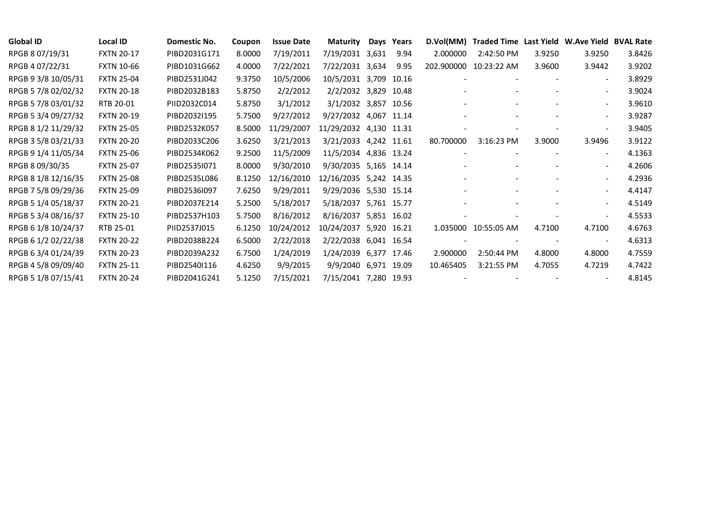| Global ID | Local ID | Domestic No. | Coupon | Issue Date | Maturity | Days | Years | D.Vol(MM) | Traded Time | Last Yield | W.Ave Yield | BVAL Rate |
|---|---|---|---|---|---|---|---|---|---|---|---|---|
| RPGB 8 07/19/31 | FXTN 20-17 | PIBD2031G171 | 8.0000 | 7/19/2011 | 7/19/2031 | 3,631 | 9.94 | 2.000000 | 2:42:50 PM | 3.9250 | 3.9250 | 3.8426 |
| RPGB 4 07/22/31 | FXTN 10-66 | PIBD1031G662 | 4.0000 | 7/22/2021 | 7/22/2031 | 3,634 | 9.95 | 202.900000 | 10:23:22 AM | 3.9600 | 3.9442 | 3.9202 |
| RPGB 9 3/8 10/05/31 | FXTN 25-04 | PIBD2531J042 | 9.3750 | 10/5/2006 | 10/5/2031 | 3,709 | 10.16 | - | - | - | - | 3.8929 |
| RPGB 5 7/8 02/02/32 | FXTN 20-18 | PIBD2032B183 | 5.8750 | 2/2/2012 | 2/2/2032 | 3,829 | 10.48 | - | - | - | - | 3.9024 |
| RPGB 5 7/8 03/01/32 | RTB 20-01 | PIID2032C014 | 5.8750 | 3/1/2012 | 3/1/2032 | 3,857 | 10.56 | - | - | - | - | 3.9610 |
| RPGB 5 3/4 09/27/32 | FXTN 20-19 | PIBD2032I195 | 5.7500 | 9/27/2012 | 9/27/2032 | 4,067 | 11.14 | - | - | - | - | 3.9287 |
| RPGB 8 1/2 11/29/32 | FXTN 25-05 | PIBD2532K057 | 8.5000 | 11/29/2007 | 11/29/2032 | 4,130 | 11.31 | - | - | - | - | 3.9405 |
| RPGB 3 5/8 03/21/33 | FXTN 20-20 | PIBD2033C206 | 3.6250 | 3/21/2013 | 3/21/2033 | 4,242 | 11.61 | 80.700000 | 3:16:23 PM | 3.9000 | 3.9496 | 3.9122 |
| RPGB 9 1/4 11/05/34 | FXTN 25-06 | PIBD2534K062 | 9.2500 | 11/5/2009 | 11/5/2034 | 4,836 | 13.24 | - | - | - | - | 4.1363 |
| RPGB 8 09/30/35 | FXTN 25-07 | PIBD2535I071 | 8.0000 | 9/30/2010 | 9/30/2035 | 5,165 | 14.14 | - | - | - | - | 4.2606 |
| RPGB 8 1/8 12/16/35 | FXTN 25-08 | PIBD2535L086 | 8.1250 | 12/16/2010 | 12/16/2035 | 5,242 | 14.35 | - | - | - | - | 4.2936 |
| RPGB 7 5/8 09/29/36 | FXTN 25-09 | PIBD2536I097 | 7.6250 | 9/29/2011 | 9/29/2036 | 5,530 | 15.14 | - | - | - | - | 4.4147 |
| RPGB 5 1/4 05/18/37 | FXTN 20-21 | PIBD2037E214 | 5.2500 | 5/18/2017 | 5/18/2037 | 5,761 | 15.77 | - | - | - | - | 4.5149 |
| RPGB 5 3/4 08/16/37 | FXTN 25-10 | PIBD2537H103 | 5.7500 | 8/16/2012 | 8/16/2037 | 5,851 | 16.02 | - | - | - | - | 4.5533 |
| RPGB 6 1/8 10/24/37 | RTB 25-01 | PIID2537J015 | 6.1250 | 10/24/2012 | 10/24/2037 | 5,920 | 16.21 | 1.035000 | 10:55:05 AM | 4.7100 | 4.7100 | 4.6763 |
| RPGB 6 1/2 02/22/38 | FXTN 20-22 | PIBD2038B224 | 6.5000 | 2/22/2018 | 2/22/2038 | 6,041 | 16.54 | - | - | - | - | 4.6313 |
| RPGB 6 3/4 01/24/39 | FXTN 20-23 | PIBD2039A232 | 6.7500 | 1/24/2019 | 1/24/2039 | 6,377 | 17.46 | 2.900000 | 2:50:44 PM | 4.8000 | 4.8000 | 4.7559 |
| RPGB 4 5/8 09/09/40 | FXTN 25-11 | PIBD2540I116 | 4.6250 | 9/9/2015 | 9/9/2040 | 6,971 | 19.09 | 10.465405 | 3:21:55 PM | 4.7055 | 4.7219 | 4.7422 |
| RPGB 5 1/8 07/15/41 | FXTN 20-24 | PIBD2041G241 | 5.1250 | 7/15/2021 | 7/15/2041 | 7,280 | 19.93 | - | - | - | - | 4.8145 |